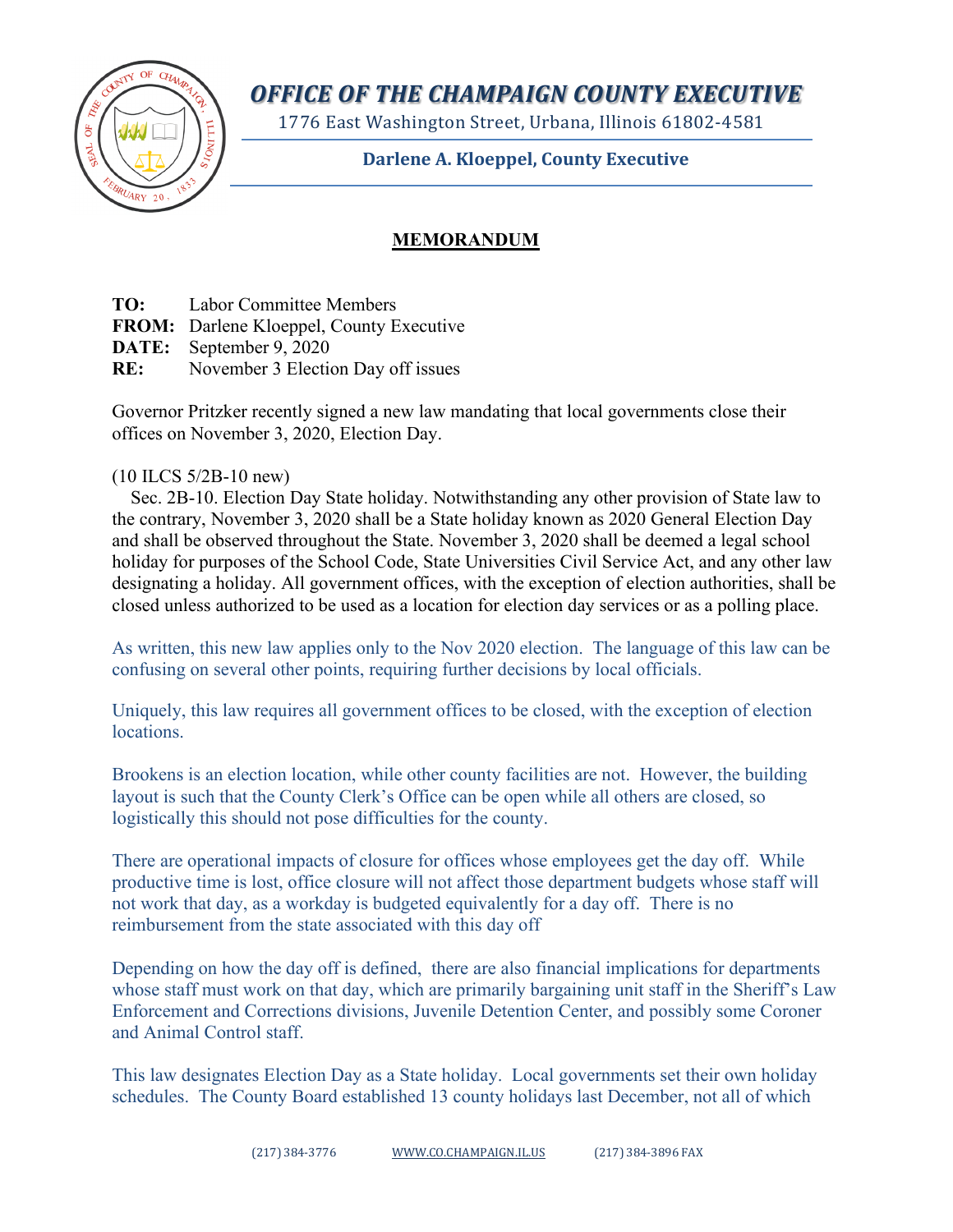# OFFICE OF THE CHAMPAIGN COUNTY EXECUTIVE

1776 East Washington Street, Urbana, Illinois 61802-4581

**Darlene A. Kloeppel, County Executive**

## MEMORANDUM

**TO:** Labor Committee Members
**FROM:** Darlene Kloeppel, County Executive
**DATE:** September 9, 2020
**RE:** November 3 Election Day off issues

Governor Pritzker recently signed a new law mandating that local governments close their offices on November 3, 2020, Election Day.

(10 ILCS 5/2B-10 new)
Sec. 2B-10. Election Day State holiday. Notwithstanding any other provision of State law to the contrary, November 3, 2020 shall be a State holiday known as 2020 General Election Day and shall be observed throughout the State. November 3, 2020 shall be deemed a legal school holiday for purposes of the School Code, State Universities Civil Service Act, and any other law designating a holiday. All government offices, with the exception of election authorities, shall be closed unless authorized to be used as a location for election day services or as a polling place.

As written, this new law applies only to the Nov 2020 election. The language of this law can be confusing on several other points, requiring further decisions by local officials.

Uniquely, this law requires all government offices to be closed, with the exception of election locations.

Brookens is an election location, while other county facilities are not. However, the building layout is such that the County Clerk's Office can be open while all others are closed, so logistically this should not pose difficulties for the county.

There are operational impacts of closure for offices whose employees get the day off. While productive time is lost, office closure will not affect those department budgets whose staff will not work that day, as a workday is budgeted equivalently for a day off. There is no reimbursement from the state associated with this day off

Depending on how the day off is defined, there are also financial implications for departments whose staff must work on that day, which are primarily bargaining unit staff in the Sheriff's Law Enforcement and Corrections divisions, Juvenile Detention Center, and possibly some Coroner and Animal Control staff.

This law designates Election Day as a State holiday. Local governments set their own holiday schedules. The County Board established 13 county holidays last December, not all of which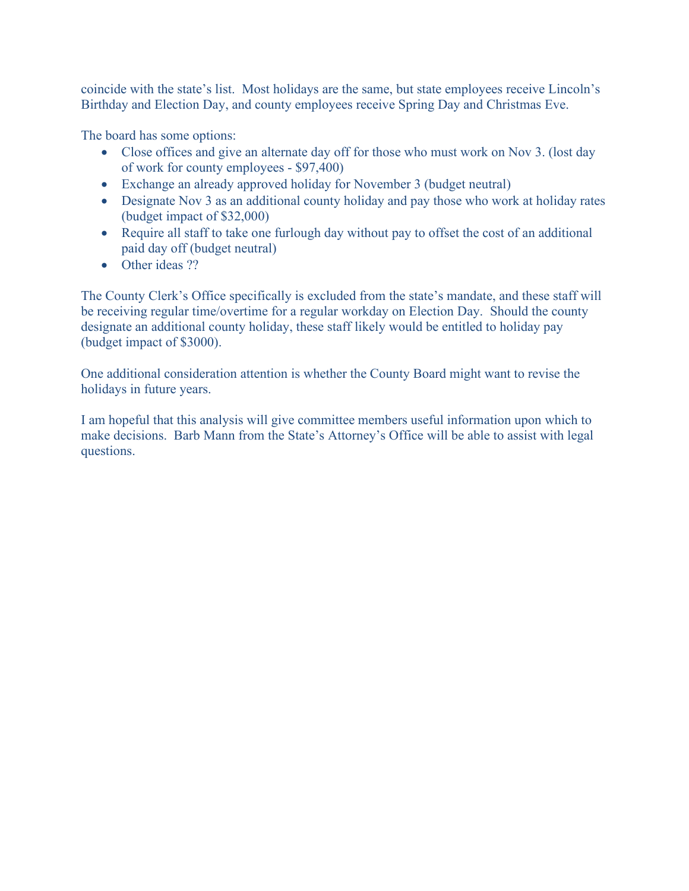coincide with the state's list. Most holidays are the same, but state employees receive Lincoln's Birthday and Election Day, and county employees receive Spring Day and Christmas Eve.

The board has some options:

- Close offices and give an alternate day off for those who must work on Nov 3. (lost day of work for county employees - $97,400)
- Exchange an already approved holiday for November 3 (budget neutral)
- Designate Nov 3 as an additional county holiday and pay those who work at holiday rates (budget impact of $32,000)
- Require all staff to take one furlough day without pay to offset the cost of an additional paid day off (budget neutral)
- Other ideas ??

The County Clerk's Office specifically is excluded from the state's mandate, and these staff will be receiving regular time/overtime for a regular workday on Election Day. Should the county designate an additional county holiday, these staff likely would be entitled to holiday pay (budget impact of $3000).

One additional consideration attention is whether the County Board might want to revise the holidays in future years.

I am hopeful that this analysis will give committee members useful information upon which to make decisions. Barb Mann from the State's Attorney's Office will be able to assist with legal questions.